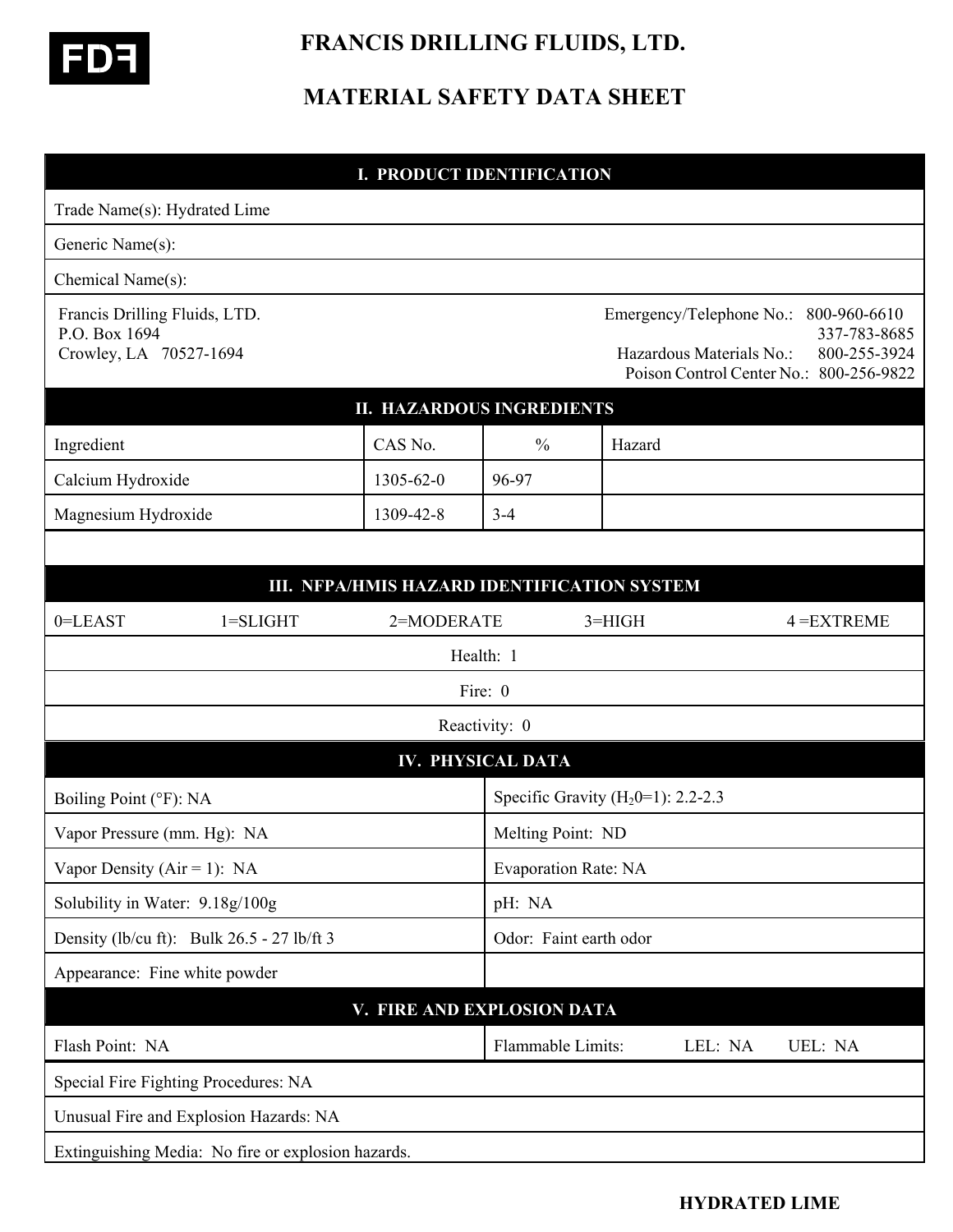FDF

# FRANCIS DRILLING FLUIDS, LTD.

# MATERIAL SAFETY DATA SHEET

## I. PRODUCT IDENTIFICATION

Trade Name(s): Hydrated Lime

Generic Name(s):

Chemical Name(s):

Francis Drilling Fluids, LTD.
P.O. Box 1694
Crowley, LA 70527-1694

Emergency/Telephone No.: 800-960-6610
337-783-8685
Hazardous Materials No.: 800-255-3924
Poison Control Center No.: 800-256-9822

## II. HAZARDOUS INGREDIENTS

| Ingredient | CAS No. | % | Hazard |
|---|---|---|---|
| Calcium Hydroxide | 1305-62-0 | 96-97 | |
| Magnesium Hydroxide | 1309-42-8 | 3-4 | |

## III. NFPA/HMIS HAZARD IDENTIFICATION SYSTEM

0=LEAST 1=SLIGHT 2=MODERATE 3=HIGH 4 =EXTREME

Health: 1

Fire: 0

Reactivity: 0

## IV. PHYSICAL DATA

| | |
|---|---|
| Boiling Point (°F): NA | Specific Gravity ($H_2O$=1): 2.2-2.3 |
| Vapor Pressure (mm. Hg): NA | Melting Point: ND |
| Vapor Density (Air = 1): NA | Evaporation Rate: NA |
| Solubility in Water: 9.18g/100g | pH: NA |
| Density (lb/cu ft): Bulk 26.5 - 27 lb/ft 3 | Odor: Faint earth odor |
| Appearance: Fine white powder | |

## V. FIRE AND EXPLOSION DATA

| | |
|---|---|
| Flash Point: NA | Flammable Limits: LEL: NA UEL: NA |

Special Fire Fighting Procedures: NA

Unusual Fire and Explosion Hazards: NA

Extinguishing Media: No fire or explosion hazards.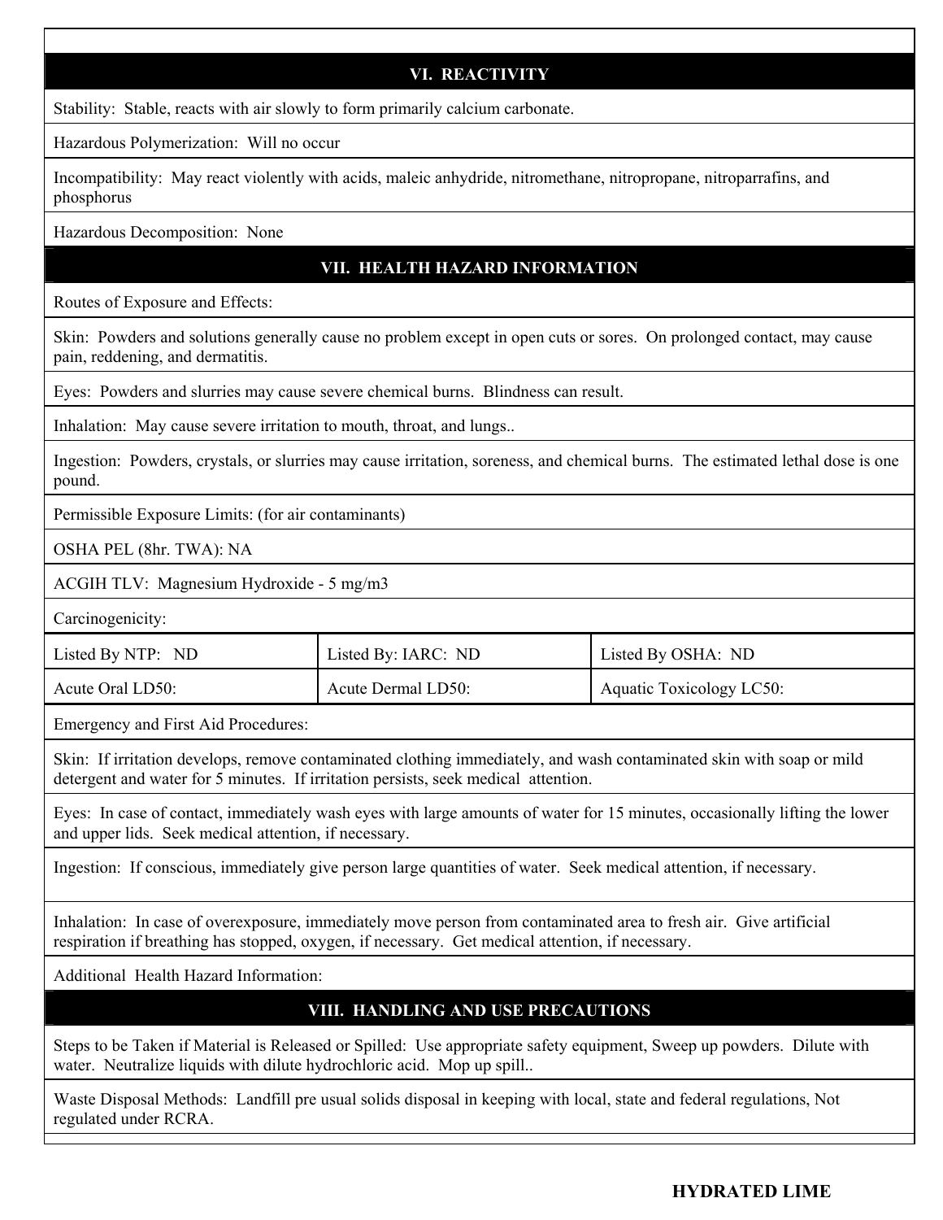## VI. REACTIVITY

Stability: Stable, reacts with air slowly to form primarily calcium carbonate.

Hazardous Polymerization: Will no occur

Incompatibility: May react violently with acids, maleic anhydride, nitromethane, nitropropane, nitroparrafins, and phosphorus

Hazardous Decomposition: None

## VII. HEALTH HAZARD INFORMATION

Routes of Exposure and Effects:

Skin: Powders and solutions generally cause no problem except in open cuts or sores. On prolonged contact, may cause pain, reddening, and dermatitis.

Eyes: Powders and slurries may cause severe chemical burns. Blindness can result.

Inhalation: May cause severe irritation to mouth, throat, and lungs..

Ingestion: Powders, crystals, or slurries may cause irritation, soreness, and chemical burns. The estimated lethal dose is one pound.

Permissible Exposure Limits: (for air contaminants)

OSHA PEL (8hr. TWA): NA

ACGIH TLV: Magnesium Hydroxide - 5 mg/m3

Carcinogenicity:

| Listed By NTP: ND | Listed By: IARC: ND | Listed By OSHA: ND |
|---|---|---|
| Acute Oral LD50: | Acute Dermal LD50: | Aquatic Toxicology LC50: |

Emergency and First Aid Procedures:

Skin: If irritation develops, remove contaminated clothing immediately, and wash contaminated skin with soap or mild detergent and water for 5 minutes. If irritation persists, seek medical attention.

Eyes: In case of contact, immediately wash eyes with large amounts of water for 15 minutes, occasionally lifting the lower and upper lids. Seek medical attention, if necessary.

Ingestion: If conscious, immediately give person large quantities of water. Seek medical attention, if necessary.

Inhalation: In case of overexposure, immediately move person from contaminated area to fresh air. Give artificial respiration if breathing has stopped, oxygen, if necessary. Get medical attention, if necessary.

Additional Health Hazard Information:

## VIII. HANDLING AND USE PRECAUTIONS

Steps to be Taken if Material is Released or Spilled: Use appropriate safety equipment, Sweep up powders. Dilute with water. Neutralize liquids with dilute hydrochloric acid. Mop up spill..

Waste Disposal Methods: Landfill pre usual solids disposal in keeping with local, state and federal regulations, Not regulated under RCRA.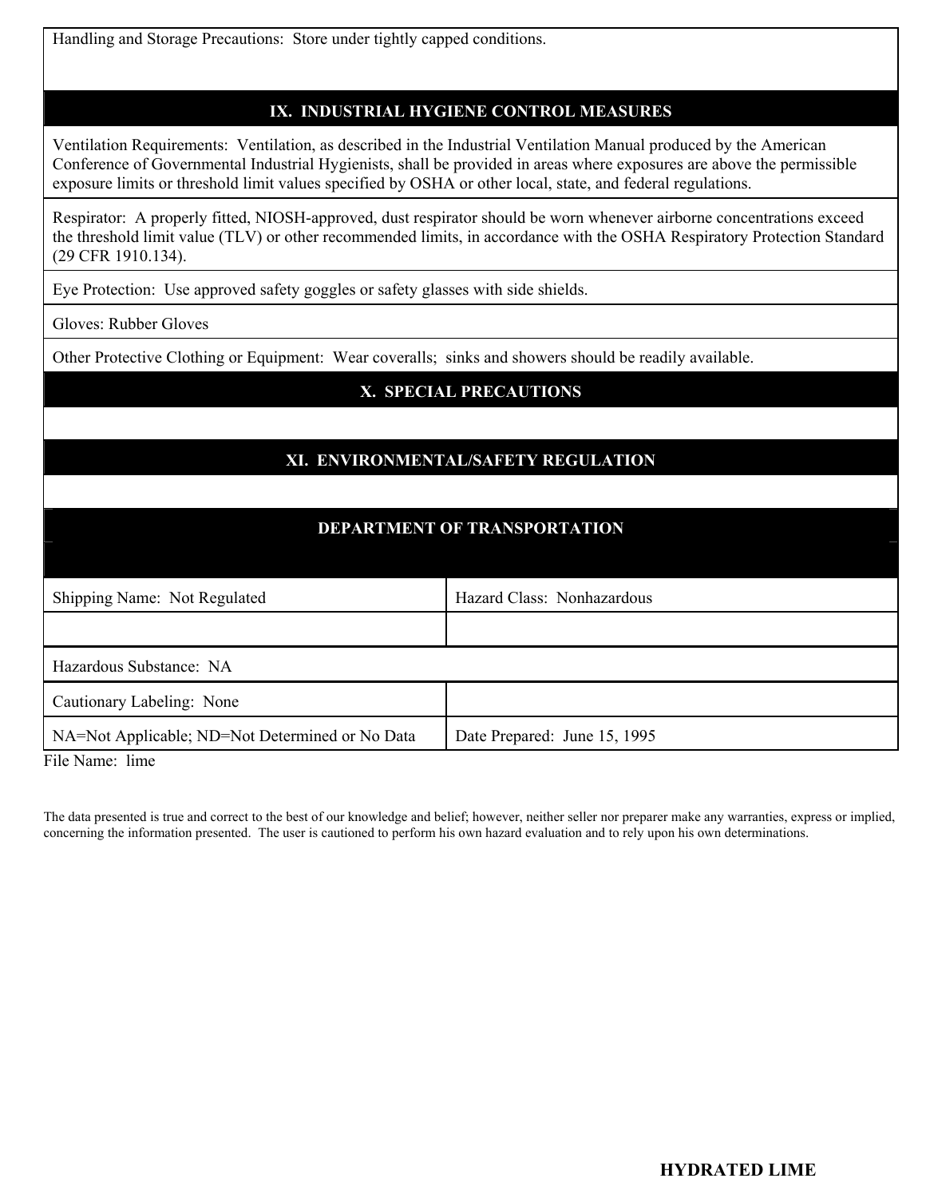Handling and Storage Precautions: Store under tightly capped conditions.

## IX. INDUSTRIAL HYGIENE CONTROL MEASURES

Ventilation Requirements: Ventilation, as described in the Industrial Ventilation Manual produced by the American Conference of Governmental Industrial Hygienists, shall be provided in areas where exposures are above the permissible exposure limits or threshold limit values specified by OSHA or other local, state, and federal regulations.

Respirator: A properly fitted, NIOSH-approved, dust respirator should be worn whenever airborne concentrations exceed the threshold limit value (TLV) or other recommended limits, in accordance with the OSHA Respiratory Protection Standard (29 CFR 1910.134).

Eye Protection: Use approved safety goggles or safety glasses with side shields.

Gloves: Rubber Gloves

Other Protective Clothing or Equipment: Wear coveralls; sinks and showers should be readily available.

## X. SPECIAL PRECAUTIONS

## XI. ENVIRONMENTAL/SAFETY REGULATION

## DEPARTMENT OF TRANSPORTATION

| | |
|---|---|
| Shipping Name: Not Regulated | Hazard Class: Nonhazardous |
| | |
| Hazardous Substance: NA | |
| Cautionary Labeling: None | |
| NA=Not Applicable; ND=Not Determined or No Data | Date Prepared: June 15, 1995 |

File Name: lime

The data presented is true and correct to the best of our knowledge and belief; however, neither seller nor preparer make any warranties, express or implied, concerning the information presented. The user is cautioned to perform his own hazard evaluation and to rely upon his own determinations.

**HYDRATED LIME**